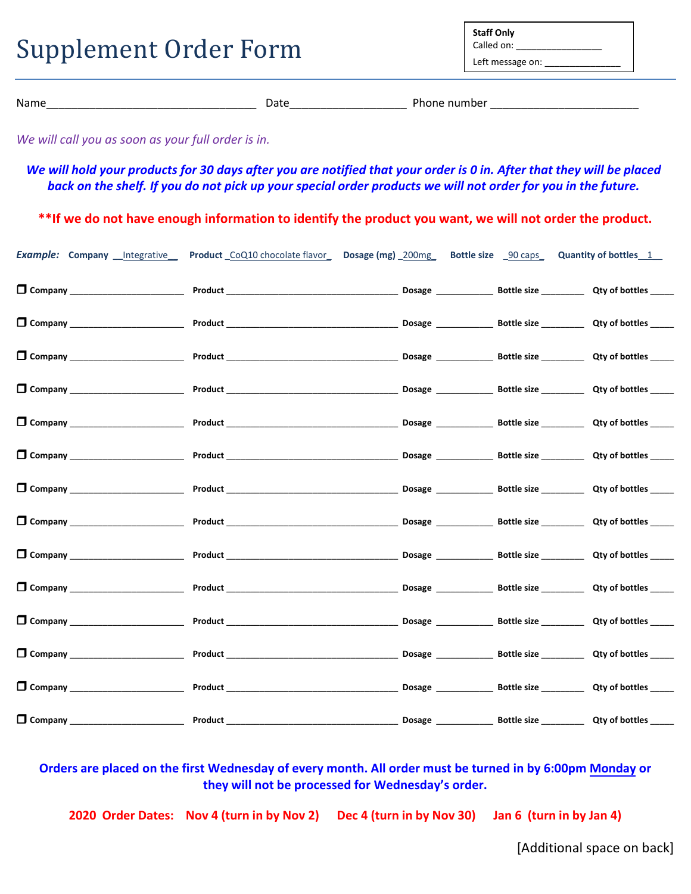# Supplement Order Form

**Staff Only**
Called on: ________________
Left message on: _______________

Name___________________________________ Date___________________ Phone number ________________________

*We will call you as soon as your full order is in.*

***We will hold your products for 30 days after you are notified that your order is 0 in. After that they will be placed back on the shelf. If you do not pick up your special order products we will not order for you in the future.***

**\*\*If we do not have enough information to identify the product you want, we will not order the product.**

***Example:*** **Company** __Integrative__ **Product** _CoQ10 chocolate flavor_ **Dosage (mg)** _200mg_ **Bottle size** _90 caps_ **Quantity of bottles** __1__

- ☐ **Company** _______________________ **Product** ___________________________________ **Dosage** ___________ **Bottle size** _________ **Qty of bottles** _____
- ☐ **Company** _______________________ **Product** ___________________________________ **Dosage** ___________ **Bottle size** _________ **Qty of bottles** _____
- ☐ **Company** _______________________ **Product** ___________________________________ **Dosage** ___________ **Bottle size** _________ **Qty of bottles** _____
- ☐ **Company** _______________________ **Product** ___________________________________ **Dosage** ___________ **Bottle size** _________ **Qty of bottles** _____
- ☐ **Company** _______________________ **Product** ___________________________________ **Dosage** ___________ **Bottle size** _________ **Qty of bottles** _____
- ☐ **Company** _______________________ **Product** ___________________________________ **Dosage** ___________ **Bottle size** _________ **Qty of bottles** _____
- ☐ **Company** _______________________ **Product** ___________________________________ **Dosage** ___________ **Bottle size** _________ **Qty of bottles** _____
- ☐ **Company** _______________________ **Product** ___________________________________ **Dosage** ___________ **Bottle size** _________ **Qty of bottles** _____
- ☐ **Company** _______________________ **Product** ___________________________________ **Dosage** ___________ **Bottle size** _________ **Qty of bottles** _____
- ☐ **Company** _______________________ **Product** ___________________________________ **Dosage** ___________ **Bottle size** _________ **Qty of bottles** _____
- ☐ **Company** _______________________ **Product** ___________________________________ **Dosage** ___________ **Bottle size** _________ **Qty of bottles** _____
- ☐ **Company** _______________________ **Product** ___________________________________ **Dosage** ___________ **Bottle size** _________ **Qty of bottles** _____
- ☐ **Company** _______________________ **Product** ___________________________________ **Dosage** ___________ **Bottle size** _________ **Qty of bottles** _____
- ☐ **Company** _______________________ **Product** ___________________________________ **Dosage** ___________ **Bottle size** _________ **Qty of bottles** _____

**Orders are placed on the first Wednesday of every month. All order must be turned in by 6:00pm <u>Monday</u> or they will not be processed for Wednesday's order.**

**2020 Order Dates: Nov 4 (turn in by Nov 2) Dec 4 (turn in by Nov 30) Jan 6 (turn in by Jan 4)**

[Additional space on back]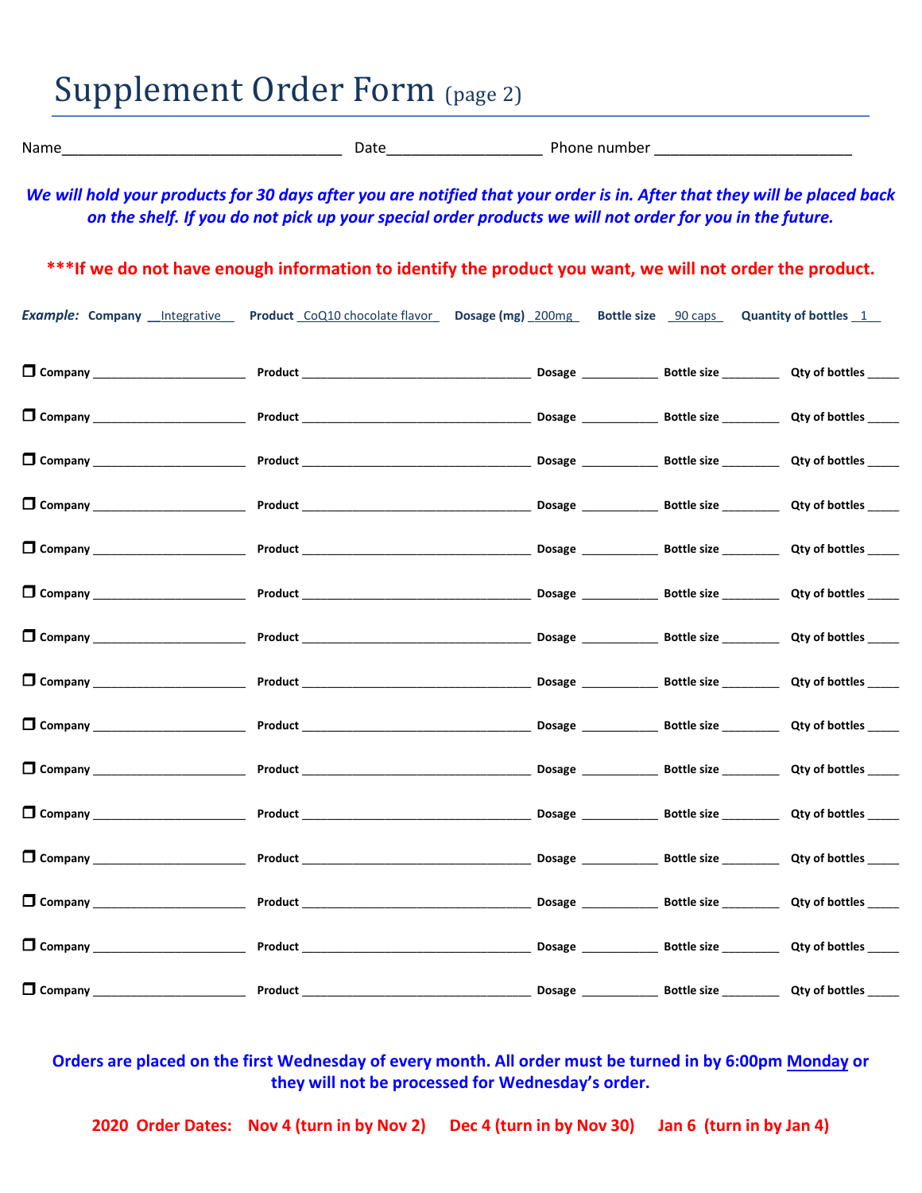# Supplement Order Form (page 2)

Name\_\_\_\_\_\_\_\_\_\_\_\_\_\_\_\_\_\_\_\_\_\_\_\_\_\_\_\_\_\_\_\_\_\_ Date\_\_\_\_\_\_\_\_\_\_\_\_\_\_\_\_\_\_\_ Phone number \_\_\_\_\_\_\_\_\_\_\_\_\_\_\_\_\_\_\_\_\_\_\_\_

***We will hold your products for 30 days after you are notified that your order is in. After that they will be placed back on the shelf. If you do not pick up your special order products we will not order for you in the future.***

**\*\*\*If we do not have enough information to identify the product you want, we will not order the product.**

***Example:*** **Company** Integrative **Product** CoQ10 chocolate flavor **Dosage (mg)** 200mg **Bottle size** 90 caps **Quantity of bottles** 1

| | Company | Product | Dosage | Bottle size | Qty of bottles |
|---|---|---|---|---|---|
| ☐ | | | | | |
| ☐ | | | | | |
| ☐ | | | | | |
| ☐ | | | | | |
| ☐ | | | | | |
| ☐ | | | | | |
| ☐ | | | | | |
| ☐ | | | | | |
| ☐ | | | | | |
| ☐ | | | | | |
| ☐ | | | | | |
| ☐ | | | | | |
| ☐ | | | | | |
| ☐ | | | | | |
| ☐ | | | | | |

**Orders are placed on the first Wednesday of every month. All order must be turned in by 6:00pm Monday or they will not be processed for Wednesday's order.**

**2020 Order Dates: Nov 4 (turn in by Nov 2) Dec 4 (turn in by Nov 30) Jan 6 (turn in by Jan 4)**